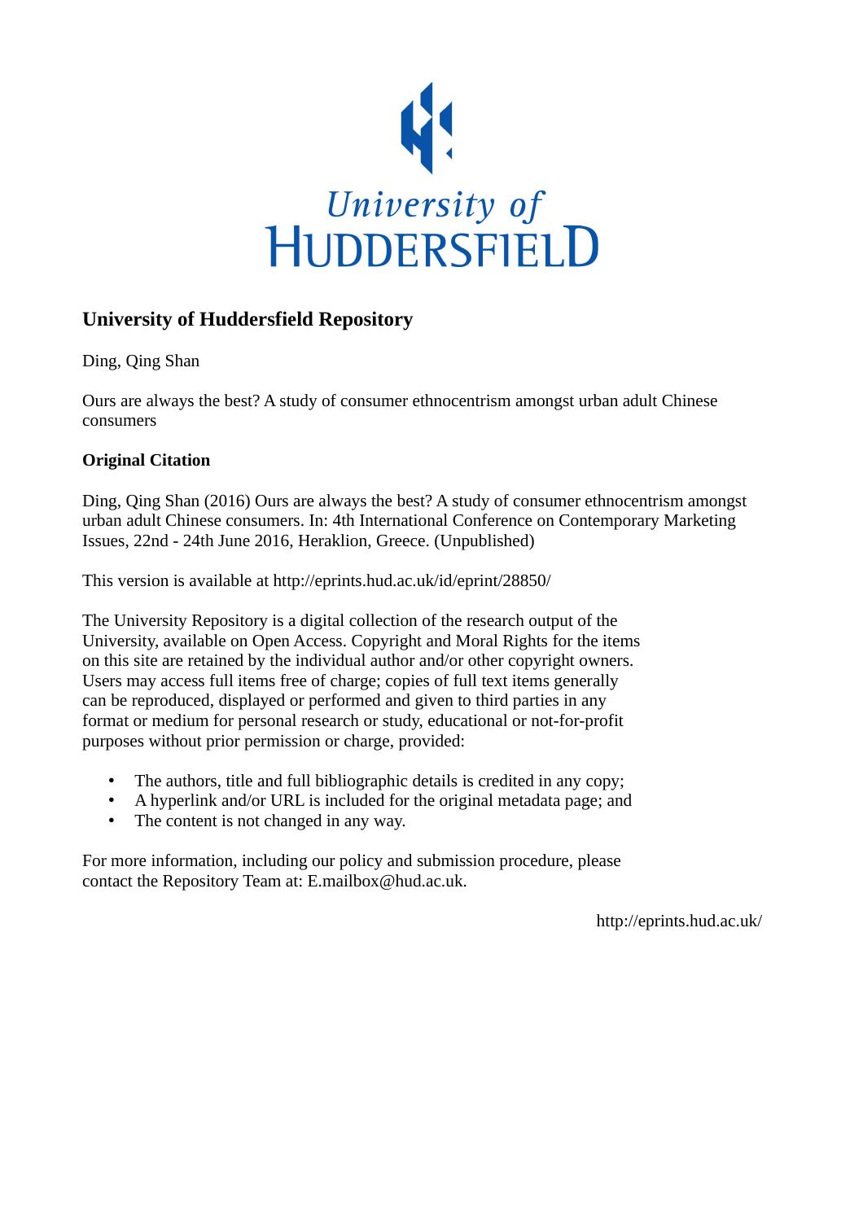University of HUDDERSFIELD

## University of Huddersfield Repository

Ding, Qing Shan

Ours are always the best? A study of consumer ethnocentrism amongst urban adult Chinese consumers

### Original Citation

Ding, Qing Shan (2016) Ours are always the best? A study of consumer ethnocentrism amongst urban adult Chinese consumers. In: 4th International Conference on Contemporary Marketing Issues, 22nd - 24th June 2016, Heraklion, Greece. (Unpublished)

This version is available at http://eprints.hud.ac.uk/id/eprint/28850/

The University Repository is a digital collection of the research output of the University, available on Open Access. Copyright and Moral Rights for the items on this site are retained by the individual author and/or other copyright owners. Users may access full items free of charge; copies of full text items generally can be reproduced, displayed or performed and given to third parties in any format or medium for personal research or study, educational or not-for-profit purposes without prior permission or charge, provided:

- The authors, title and full bibliographic details is credited in any copy;
- A hyperlink and/or URL is included for the original metadata page; and
- The content is not changed in any way.

For more information, including our policy and submission procedure, please contact the Repository Team at: E.mailbox@hud.ac.uk.

http://eprints.hud.ac.uk/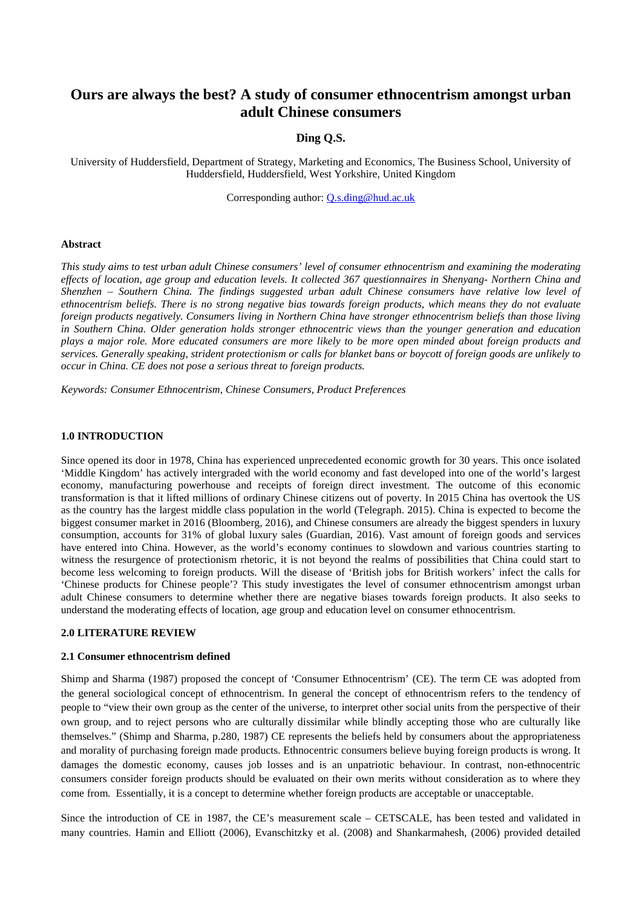# Ours are always the best? A study of consumer ethnocentrism amongst urban adult Chinese consumers

**Ding Q.S.**

University of Huddersfield, Department of Strategy, Marketing and Economics, The Business School, University of Huddersfield, Huddersfield, West Yorkshire, United Kingdom

Corresponding author: Q.s.ding@hud.ac.uk

#### Abstract

*This study aims to test urban adult Chinese consumers' level of consumer ethnocentrism and examining the moderating effects of location, age group and education levels. It collected 367 questionnaires in Shenyang- Northern China and Shenzhen – Southern China. The findings suggested urban adult Chinese consumers have relative low level of ethnocentrism beliefs. There is no strong negative bias towards foreign products, which means they do not evaluate foreign products negatively. Consumers living in Northern China have stronger ethnocentrism beliefs than those living in Southern China. Older generation holds stronger ethnocentric views than the younger generation and education plays a major role. More educated consumers are more likely to be more open minded about foreign products and services. Generally speaking, strident protectionism or calls for blanket bans or boycott of foreign goods are unlikely to occur in China. CE does not pose a serious threat to foreign products.*

*Keywords: Consumer Ethnocentrism, Chinese Consumers, Product Preferences*

## 1.0 INTRODUCTION

Since opened its door in 1978, China has experienced unprecedented economic growth for 30 years. This once isolated 'Middle Kingdom' has actively intergraded with the world economy and fast developed into one of the world's largest economy, manufacturing powerhouse and receipts of foreign direct investment. The outcome of this economic transformation is that it lifted millions of ordinary Chinese citizens out of poverty. In 2015 China has overtook the US as the country has the largest middle class population in the world (Telegraph. 2015). China is expected to become the biggest consumer market in 2016 (Bloomberg, 2016), and Chinese consumers are already the biggest spenders in luxury consumption, accounts for 31% of global luxury sales (Guardian, 2016). Vast amount of foreign goods and services have entered into China. However, as the world's economy continues to slowdown and various countries starting to witness the resurgence of protectionism rhetoric, it is not beyond the realms of possibilities that China could start to become less welcoming to foreign products. Will the disease of 'British jobs for British workers' infect the calls for 'Chinese products for Chinese people'? This study investigates the level of consumer ethnocentrism amongst urban adult Chinese consumers to determine whether there are negative biases towards foreign products. It also seeks to understand the moderating effects of location, age group and education level on consumer ethnocentrism.

## 2.0 LITERATURE REVIEW

### 2.1 Consumer ethnocentrism defined

Shimp and Sharma (1987) proposed the concept of 'Consumer Ethnocentrism' (CE). The term CE was adopted from the general sociological concept of ethnocentrism. In general the concept of ethnocentrism refers to the tendency of people to "view their own group as the center of the universe, to interpret other social units from the perspective of their own group, and to reject persons who are culturally dissimilar while blindly accepting those who are culturally like themselves." (Shimp and Sharma, p.280, 1987) CE represents the beliefs held by consumers about the appropriateness and morality of purchasing foreign made products. Ethnocentric consumers believe buying foreign products is wrong. It damages the domestic economy, causes job losses and is an unpatriotic behaviour. In contrast, non-ethnocentric consumers consider foreign products should be evaluated on their own merits without consideration as to where they come from. Essentially, it is a concept to determine whether foreign products are acceptable or unacceptable.

Since the introduction of CE in 1987, the CE's measurement scale – CETSCALE, has been tested and validated in many countries. Hamin and Elliott (2006), Evanschitzky et al. (2008) and Shankarmahesh, (2006) provided detailed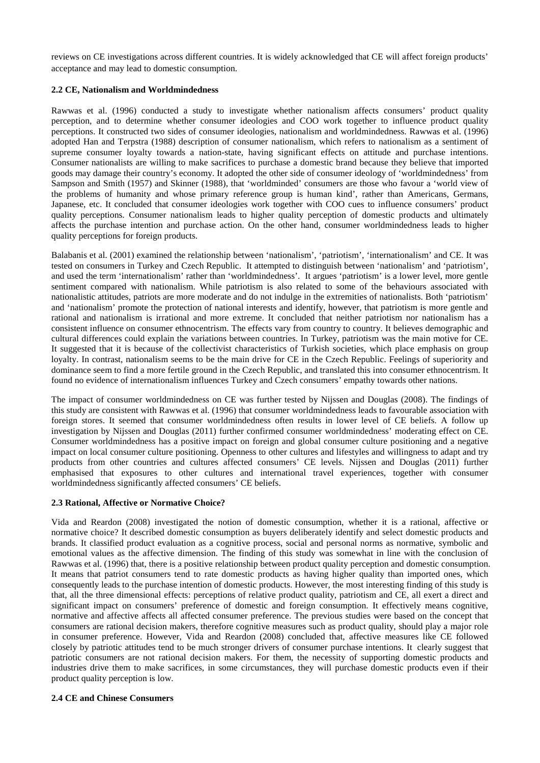reviews on CE investigations across different countries. It is widely acknowledged that CE will affect foreign products' acceptance and may lead to domestic consumption.

### 2.2 CE, Nationalism and Worldmindedness

Rawwas et al. (1996) conducted a study to investigate whether nationalism affects consumers' product quality perception, and to determine whether consumer ideologies and COO work together to influence product quality perceptions. It constructed two sides of consumer ideologies, nationalism and worldmindedness. Rawwas et al. (1996) adopted Han and Terpstra (1988) description of consumer nationalism, which refers to nationalism as a sentiment of supreme consumer loyalty towards a nation-state, having significant effects on attitude and purchase intentions. Consumer nationalists are willing to make sacrifices to purchase a domestic brand because they believe that imported goods may damage their country's economy. It adopted the other side of consumer ideology of 'worldmindedness' from Sampson and Smith (1957) and Skinner (1988), that 'worldminded' consumers are those who favour a 'world view of the problems of humanity and whose primary reference group is human kind', rather than Americans, Germans, Japanese, etc. It concluded that consumer ideologies work together with COO cues to influence consumers' product quality perceptions. Consumer nationalism leads to higher quality perception of domestic products and ultimately affects the purchase intention and purchase action. On the other hand, consumer worldmindedness leads to higher quality perceptions for foreign products.

Balabanis et al. (2001) examined the relationship between 'nationalism', 'patriotism', 'internationalism' and CE. It was tested on consumers in Turkey and Czech Republic. It attempted to distinguish between 'nationalism' and 'patriotism', and used the term 'internationalism' rather than 'worldmindedness'. It argues 'patriotism' is a lower level, more gentle sentiment compared with nationalism. While patriotism is also related to some of the behaviours associated with nationalistic attitudes, patriots are more moderate and do not indulge in the extremities of nationalists. Both 'patriotism' and 'nationalism' promote the protection of national interests and identify, however, that patriotism is more gentle and rational and nationalism is irrational and more extreme. It concluded that neither patriotism nor nationalism has a consistent influence on consumer ethnocentrism. The effects vary from country to country. It believes demographic and cultural differences could explain the variations between countries. In Turkey, patriotism was the main motive for CE. It suggested that it is because of the collectivist characteristics of Turkish societies, which place emphasis on group loyalty. In contrast, nationalism seems to be the main drive for CE in the Czech Republic. Feelings of superiority and dominance seem to find a more fertile ground in the Czech Republic, and translated this into consumer ethnocentrism. It found no evidence of internationalism influences Turkey and Czech consumers' empathy towards other nations.

The impact of consumer worldmindedness on CE was further tested by Nijssen and Douglas (2008). The findings of this study are consistent with Rawwas et al. (1996) that consumer worldmindedness leads to favourable association with foreign stores. It seemed that consumer worldmindedness often results in lower level of CE beliefs. A follow up investigation by Nijssen and Douglas (2011) further confirmed consumer worldmindedness' moderating effect on CE. Consumer worldmindedness has a positive impact on foreign and global consumer culture positioning and a negative impact on local consumer culture positioning. Openness to other cultures and lifestyles and willingness to adapt and try products from other countries and cultures affected consumers' CE levels. Nijssen and Douglas (2011) further emphasised that exposures to other cultures and international travel experiences, together with consumer worldmindedness significantly affected consumers' CE beliefs.

### 2.3 Rational, Affective or Normative Choice?

Vida and Reardon (2008) investigated the notion of domestic consumption, whether it is a rational, affective or normative choice? It described domestic consumption as buyers deliberately identify and select domestic products and brands. It classified product evaluation as a cognitive process, social and personal norms as normative, symbolic and emotional values as the affective dimension. The finding of this study was somewhat in line with the conclusion of Rawwas et al. (1996) that, there is a positive relationship between product quality perception and domestic consumption. It means that patriot consumers tend to rate domestic products as having higher quality than imported ones, which consequently leads to the purchase intention of domestic products. However, the most interesting finding of this study is that, all the three dimensional effects: perceptions of relative product quality, patriotism and CE, all exert a direct and significant impact on consumers' preference of domestic and foreign consumption. It effectively means cognitive, normative and affective affects all affected consumer preference. The previous studies were based on the concept that consumers are rational decision makers, therefore cognitive measures such as product quality, should play a major role in consumer preference. However, Vida and Reardon (2008) concluded that, affective measures like CE followed closely by patriotic attitudes tend to be much stronger drivers of consumer purchase intentions. It clearly suggest that patriotic consumers are not rational decision makers. For them, the necessity of supporting domestic products and industries drive them to make sacrifices, in some circumstances, they will purchase domestic products even if their product quality perception is low.

### 2.4 CE and Chinese Consumers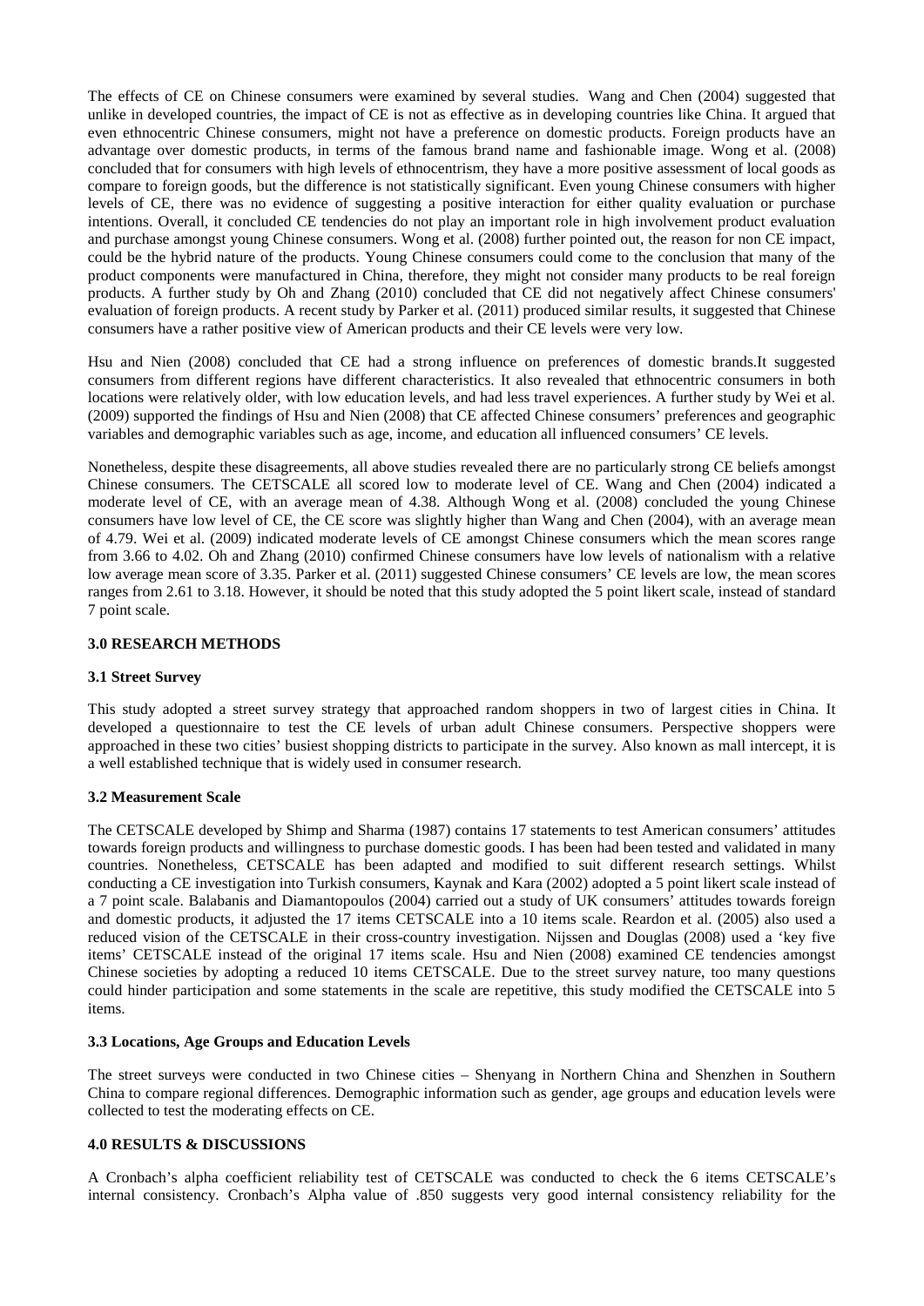The effects of CE on Chinese consumers were examined by several studies. Wang and Chen (2004) suggested that unlike in developed countries, the impact of CE is not as effective as in developing countries like China. It argued that even ethnocentric Chinese consumers, might not have a preference on domestic products. Foreign products have an advantage over domestic products, in terms of the famous brand name and fashionable image. Wong et al. (2008) concluded that for consumers with high levels of ethnocentrism, they have a more positive assessment of local goods as compare to foreign goods, but the difference is not statistically significant. Even young Chinese consumers with higher levels of CE, there was no evidence of suggesting a positive interaction for either quality evaluation or purchase intentions. Overall, it concluded CE tendencies do not play an important role in high involvement product evaluation and purchase amongst young Chinese consumers. Wong et al. (2008) further pointed out, the reason for non CE impact, could be the hybrid nature of the products. Young Chinese consumers could come to the conclusion that many of the product components were manufactured in China, therefore, they might not consider many products to be real foreign products. A further study by Oh and Zhang (2010) concluded that CE did not negatively affect Chinese consumers' evaluation of foreign products. A recent study by Parker et al. (2011) produced similar results, it suggested that Chinese consumers have a rather positive view of American products and their CE levels were very low.

Hsu and Nien (2008) concluded that CE had a strong influence on preferences of domestic brands.It suggested consumers from different regions have different characteristics. It also revealed that ethnocentric consumers in both locations were relatively older, with low education levels, and had less travel experiences. A further study by Wei et al. (2009) supported the findings of Hsu and Nien (2008) that CE affected Chinese consumers' preferences and geographic variables and demographic variables such as age, income, and education all influenced consumers' CE levels.

Nonetheless, despite these disagreements, all above studies revealed there are no particularly strong CE beliefs amongst Chinese consumers. The CETSCALE all scored low to moderate level of CE. Wang and Chen (2004) indicated a moderate level of CE, with an average mean of 4.38. Although Wong et al. (2008) concluded the young Chinese consumers have low level of CE, the CE score was slightly higher than Wang and Chen (2004), with an average mean of 4.79. Wei et al. (2009) indicated moderate levels of CE amongst Chinese consumers which the mean scores range from 3.66 to 4.02. Oh and Zhang (2010) confirmed Chinese consumers have low levels of nationalism with a relative low average mean score of 3.35. Parker et al. (2011) suggested Chinese consumers' CE levels are low, the mean scores ranges from 2.61 to 3.18. However, it should be noted that this study adopted the 5 point likert scale, instead of standard 7 point scale.

## 3.0 RESEARCH METHODS

### 3.1 Street Survey

This study adopted a street survey strategy that approached random shoppers in two of largest cities in China. It developed a questionnaire to test the CE levels of urban adult Chinese consumers. Perspective shoppers were approached in these two cities' busiest shopping districts to participate in the survey. Also known as mall intercept, it is a well established technique that is widely used in consumer research.

### 3.2 Measurement Scale

The CETSCALE developed by Shimp and Sharma (1987) contains 17 statements to test American consumers' attitudes towards foreign products and willingness to purchase domestic goods. I has been had been tested and validated in many countries. Nonetheless, CETSCALE has been adapted and modified to suit different research settings. Whilst conducting a CE investigation into Turkish consumers, Kaynak and Kara (2002) adopted a 5 point likert scale instead of a 7 point scale. Balabanis and Diamantopoulos (2004) carried out a study of UK consumers' attitudes towards foreign and domestic products, it adjusted the 17 items CETSCALE into a 10 items scale. Reardon et al. (2005) also used a reduced vision of the CETSCALE in their cross-country investigation. Nijssen and Douglas (2008) used a 'key five items' CETSCALE instead of the original 17 items scale. Hsu and Nien (2008) examined CE tendencies amongst Chinese societies by adopting a reduced 10 items CETSCALE. Due to the street survey nature, too many questions could hinder participation and some statements in the scale are repetitive, this study modified the CETSCALE into 5 items.

### 3.3 Locations, Age Groups and Education Levels

The street surveys were conducted in two Chinese cities – Shenyang in Northern China and Shenzhen in Southern China to compare regional differences. Demographic information such as gender, age groups and education levels were collected to test the moderating effects on CE.

## 4.0 RESULTS & DISCUSSIONS

A Cronbach's alpha coefficient reliability test of CETSCALE was conducted to check the 6 items CETSCALE's internal consistency. Cronbach's Alpha value of .850 suggests very good internal consistency reliability for the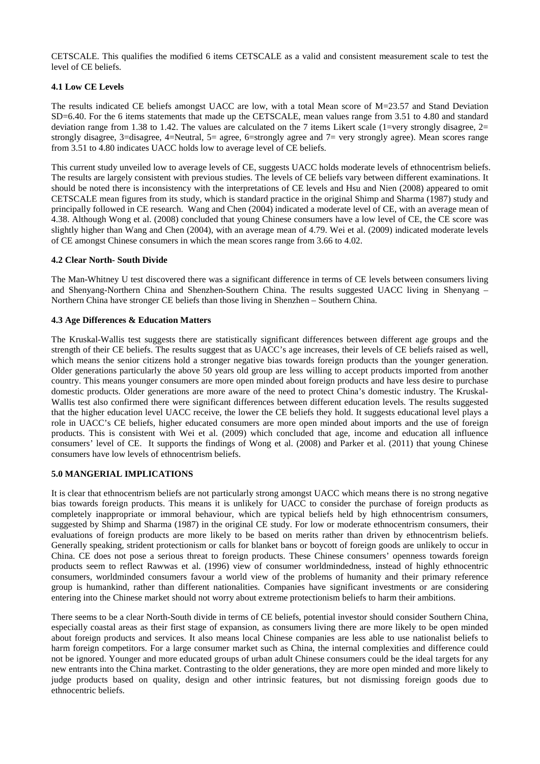CETSCALE. This qualifies the modified 6 items CETSCALE as a valid and consistent measurement scale to test the level of CE beliefs.

### 4.1 Low CE Levels

The results indicated CE beliefs amongst UACC are low, with a total Mean score of M=23.57 and Stand Deviation SD=6.40. For the 6 items statements that made up the CETSCALE, mean values range from 3.51 to 4.80 and standard deviation range from 1.38 to 1.42. The values are calculated on the 7 items Likert scale (1=very strongly disagree, 2= strongly disagree, 3=disagree, 4=Neutral, 5= agree, 6=strongly agree and 7= very strongly agree). Mean scores range from 3.51 to 4.80 indicates UACC holds low to average level of CE beliefs.

This current study unveiled low to average levels of CE, suggests UACC holds moderate levels of ethnocentrism beliefs. The results are largely consistent with previous studies. The levels of CE beliefs vary between different examinations. It should be noted there is inconsistency with the interpretations of CE levels and Hsu and Nien (2008) appeared to omit CETSCALE mean figures from its study, which is standard practice in the original Shimp and Sharma (1987) study and principally followed in CE research. Wang and Chen (2004) indicated a moderate level of CE, with an average mean of 4.38. Although Wong et al. (2008) concluded that young Chinese consumers have a low level of CE, the CE score was slightly higher than Wang and Chen (2004), with an average mean of 4.79. Wei et al. (2009) indicated moderate levels of CE amongst Chinese consumers in which the mean scores range from 3.66 to 4.02.

### 4.2 Clear North- South Divide

The Man-Whitney U test discovered there was a significant difference in terms of CE levels between consumers living and Shenyang-Northern China and Shenzhen-Southern China. The results suggested UACC living in Shenyang – Northern China have stronger CE beliefs than those living in Shenzhen – Southern China.

### 4.3 Age Differences & Education Matters

The Kruskal-Wallis test suggests there are statistically significant differences between different age groups and the strength of their CE beliefs. The results suggest that as UACC's age increases, their levels of CE beliefs raised as well, which means the senior citizens hold a stronger negative bias towards foreign products than the younger generation. Older generations particularly the above 50 years old group are less willing to accept products imported from another country. This means younger consumers are more open minded about foreign products and have less desire to purchase domestic products. Older generations are more aware of the need to protect China's domestic industry. The Kruskal-Wallis test also confirmed there were significant differences between different education levels. The results suggested that the higher education level UACC receive, the lower the CE beliefs they hold. It suggests educational level plays a role in UACC's CE beliefs, higher educated consumers are more open minded about imports and the use of foreign products. This is consistent with Wei et al. (2009) which concluded that age, income and education all influence consumers' level of CE. It supports the findings of Wong et al. (2008) and Parker et al. (2011) that young Chinese consumers have low levels of ethnocentrism beliefs.

## 5.0 MANGERIAL IMPLICATIONS

It is clear that ethnocentrism beliefs are not particularly strong amongst UACC which means there is no strong negative bias towards foreign products. This means it is unlikely for UACC to consider the purchase of foreign products as completely inappropriate or immoral behaviour, which are typical beliefs held by high ethnocentrism consumers, suggested by Shimp and Sharma (1987) in the original CE study. For low or moderate ethnocentrism consumers, their evaluations of foreign products are more likely to be based on merits rather than driven by ethnocentrism beliefs. Generally speaking, strident protectionism or calls for blanket bans or boycott of foreign goods are unlikely to occur in China. CE does not pose a serious threat to foreign products. These Chinese consumers' openness towards foreign products seem to reflect Rawwas et al. (1996) view of consumer worldmindedness, instead of highly ethnocentric consumers, worldminded consumers favour a world view of the problems of humanity and their primary reference group is humankind, rather than different nationalities. Companies have significant investments or are considering entering into the Chinese market should not worry about extreme protectionism beliefs to harm their ambitions.

There seems to be a clear North-South divide in terms of CE beliefs, potential investor should consider Southern China, especially coastal areas as their first stage of expansion, as consumers living there are more likely to be open minded about foreign products and services. It also means local Chinese companies are less able to use nationalist beliefs to harm foreign competitors. For a large consumer market such as China, the internal complexities and difference could not be ignored. Younger and more educated groups of urban adult Chinese consumers could be the ideal targets for any new entrants into the China market. Contrasting to the older generations, they are more open minded and more likely to judge products based on quality, design and other intrinsic features, but not dismissing foreign goods due to ethnocentric beliefs.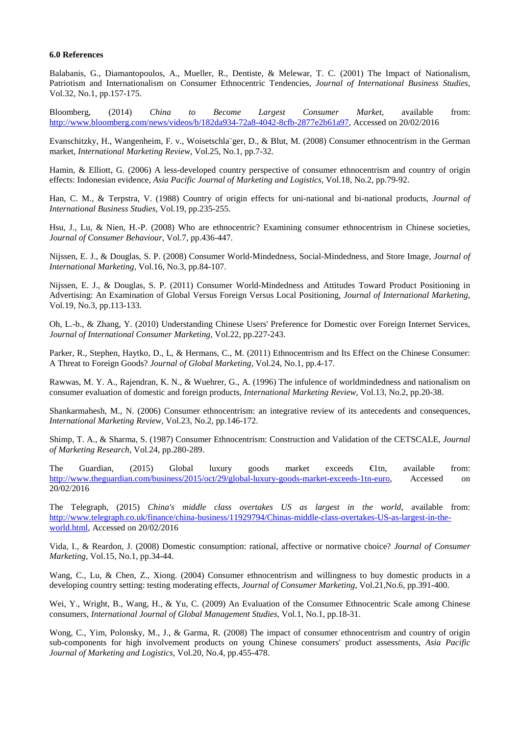**6.0 References**

Balabanis, G., Diamantopoulos, A., Mueller, R., Dentiste, & Melewar, T. C. (2001) The Impact of Nationalism, Patriotism and Internationalism on Consumer Ethnocentric Tendencies, *Journal of International Business Studies,* Vol.32, No.1, pp.157-175.

Bloomberg, (2014) *China to Become Largest Consumer Market,* available from: http://www.bloomberg.com/news/videos/b/182da934-72a8-4042-8cfb-2877e2b61a97, Accessed on 20/02/2016

Evanschitzky, H., Wangenheim, F. v., Woisetschla¨ger, D., & Blut, M. (2008) Consumer ethnocentrism in the German market, *International Marketing Review,* Vol.25, No.1, pp.7-32.

Hamin, & Elliott, G. (2006) A less-developed country perspective of consumer ethnocentrism and country of origin effects: Indonesian evidence, *Asia Pacific Journal of Marketing and Logistics,* Vol.18, No.2, pp.79-92.

Han, C. M., & Terpstra, V. (1988) Country of origin effects for uni-national and bi-national products, *Journal of International Business Studies,* Vol.19, pp.235-255.

Hsu, J., Lu, & Nien, H.-P. (2008) Who are ethnocentric? Examining consumer ethnocentrism in Chinese societies, *Journal of Consumer Behaviour,* Vol.7, pp.436-447.

Nijssen, E. J., & Douglas, S. P. (2008) Consumer World-Mindedness, Social-Mindedness, and Store Image, *Journal of International Marketing,* Vol.16, No.3, pp.84-107.

Nijssen, E. J., & Douglas, S. P. (2011) Consumer World-Mindedness and Attitudes Toward Product Positioning in Advertising: An Examination of Global Versus Foreign Versus Local Positioning, *Journal of International Marketing,* Vol.19, No.3, pp.113-133.

Oh, L.-b., & Zhang, Y. (2010) Understanding Chinese Users' Preference for Domestic over Foreign Internet Services, *Journal of International Consumer Marketing,* Vol.22, pp.227-243.

Parker, R., Stephen, Haytko, D., L, & Hermans, C., M. (2011) Ethnocentrism and Its Effect on the Chinese Consumer: A Threat to Foreign Goods? *Journal of Global Marketing,* Vol.24, No.1, pp.4-17.

Rawwas, M. Y. A., Rajendran, K. N., & Wuehrer, G., A. (1996) The infulence of worldmindedness and nationalism on consumer evaluation of domestic and foreign products, *International Marketing Review,* Vol.13, No.2, pp.20-38.

Shankarmahesh, M., N. (2006) Consumer ethnocentrism: an integrative review of its antecedents and consequences, *International Marketing Review,* Vol.23, No.2, pp.146-172.

Shimp, T. A., & Sharma, S. (1987) Consumer Ethnocentrism: Construction and Validation of the CETSCALE, *Journal of Marketing Research,* Vol.24, pp.280-289.

The Guardian, (2015) Global luxury goods market exceeds €1tn, available from: http://www.theguardian.com/business/2015/oct/29/global-luxury-goods-market-exceeds-1tn-euro, Accessed on 20/02/2016

The Telegraph, (2015) *China's middle class overtakes US as largest in the world,* available from: http://www.telegraph.co.uk/finance/china-business/11929794/Chinas-middle-class-overtakes-US-as-largest-in-the-world.html, Accessed on 20/02/2016

Vida, I., & Reardon, J. (2008) Domestic consumption: rational, affective or normative choice? *Journal of Consumer Marketing,* Vol.15, No.1, pp.34-44.

Wang, C., Lu, & Chen, Z., Xiong. (2004) Consumer ethnocentrism and willingness to buy domestic products in a developing country setting: testing moderating effects, *Journal of Consumer Marketing,* Vol.21,No.6, pp.391-400.

Wei, Y., Wright, B., Wang, H., & Yu, C. (2009) An Evaluation of the Consumer Ethnocentric Scale among Chinese consumers, *International Journal of Global Management Studies,* Vol.1, No.1, pp.18-31.

Wong, C., Yim, Polonsky, M., J., & Garma, R. (2008) The impact of consumer ethnocentrism and country of origin sub-components for high involvement products on young Chinese consumers' product assessments, *Asia Pacific Journal of Marketing and Logistics,* Vol.20, No.4, pp.455-478.